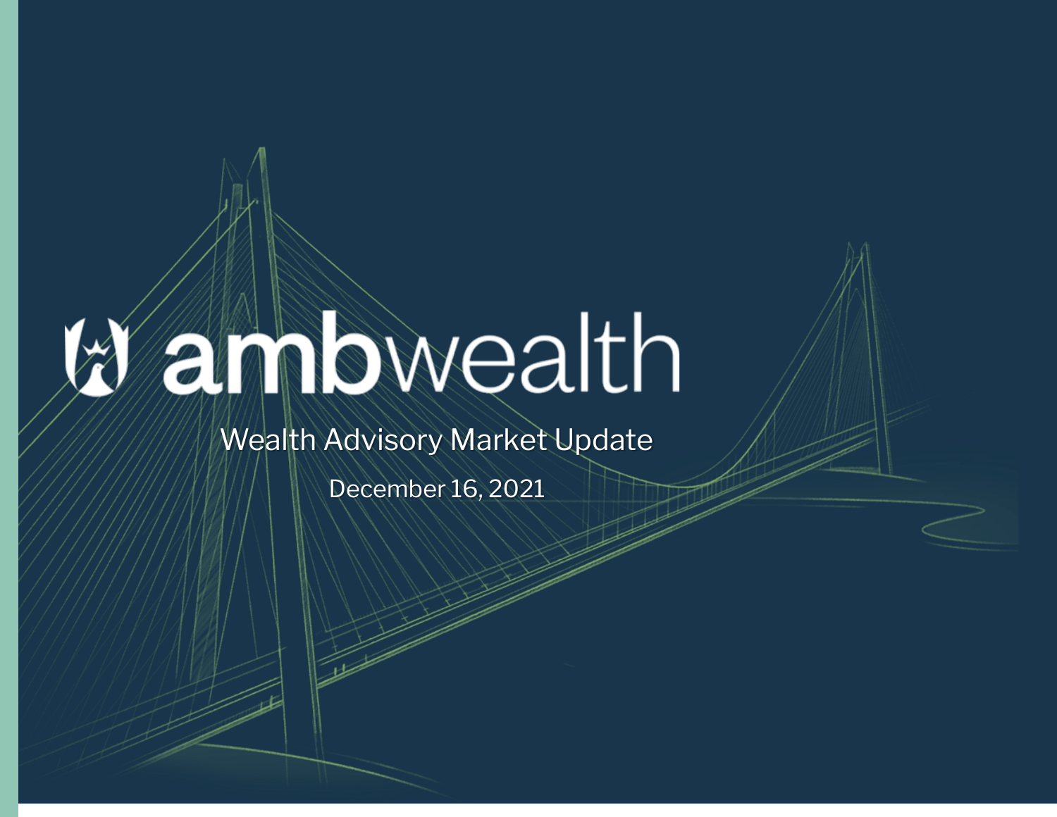# ambwealth

## Wealth Advisory Market Update

December 16, 2021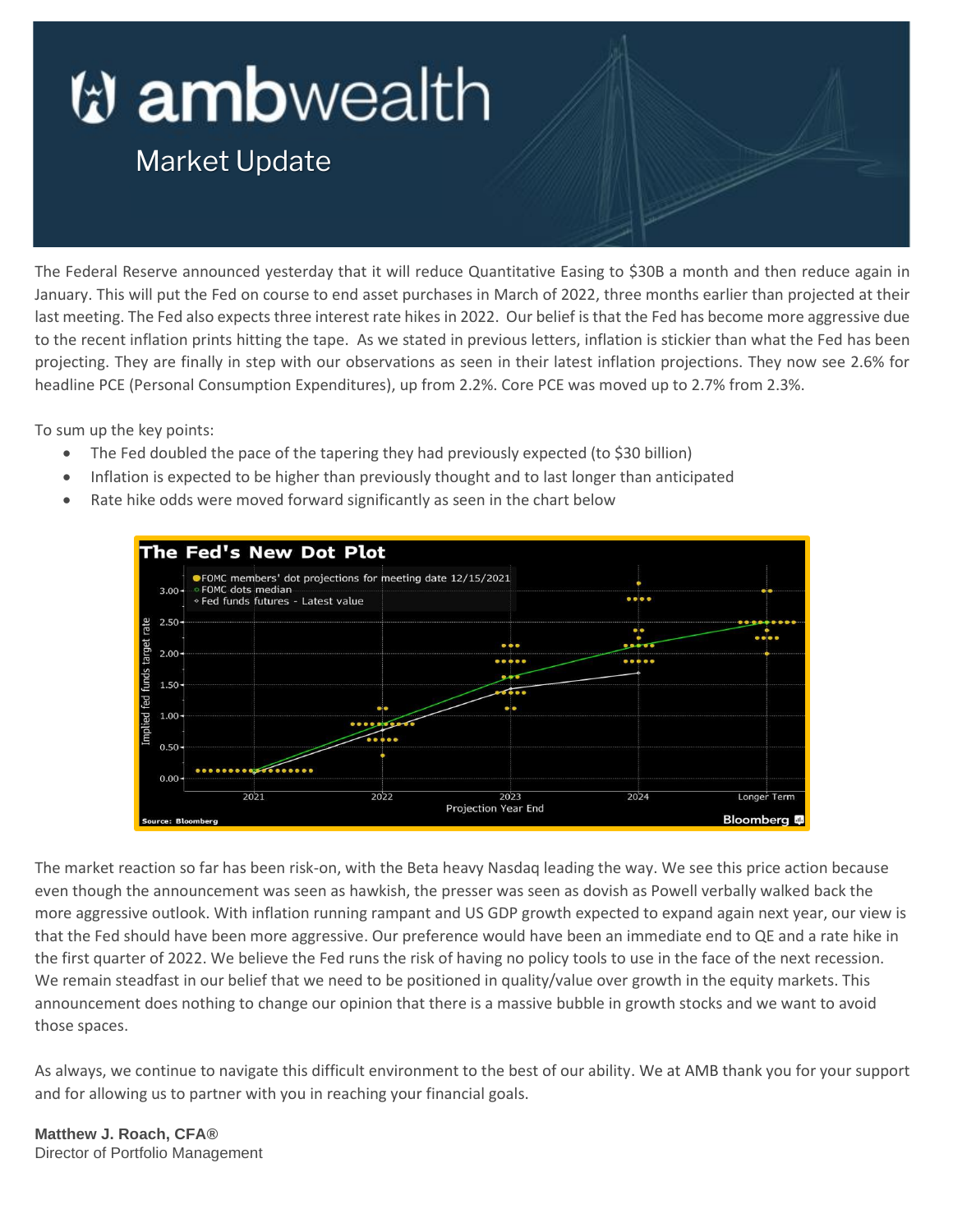# ambwealth

## Market Update

The Federal Reserve announced yesterday that it will reduce Quantitative Easing to $30B a month and then reduce again in January. This will put the Fed on course to end asset purchases in March of 2022, three months earlier than projected at their last meeting. The Fed also expects three interest rate hikes in 2022. Our belief is that the Fed has become more aggressive due to the recent inflation prints hitting the tape. As we stated in previous letters, inflation is stickier than what the Fed has been projecting. They are finally in step with our observations as seen in their latest inflation projections. They now see 2.6% for headline PCE (Personal Consumption Expenditures), up from 2.2%. Core PCE was moved up to 2.7% from 2.3%.

To sum up the key points:

- The Fed doubled the pace of the tapering they had previously expected (to $30 billion)
- Inflation is expected to be higher than previously thought and to last longer than anticipated
- Rate hike odds were moved forward significantly as seen in the chart below

The Fed's New Dot Plot

FOMC members' dot projections for meeting date 12/15/2021
FOMC dots median
Fed funds futures - Latest value

Implied fed funds target rate
3.00
2.50
2.00
1.50
1.00
0.50
0.00

2021
2022
2023
2024
Longer Term
Projection Year End

Source: Bloomberg
Bloomberg

The market reaction so far has been risk-on, with the Beta heavy Nasdaq leading the way. We see this price action because even though the announcement was seen as hawkish, the presser was seen as dovish as Powell verbally walked back the more aggressive outlook. With inflation running rampant and US GDP growth expected to expand again next year, our view is that the Fed should have been more aggressive. Our preference would have been an immediate end to QE and a rate hike in the first quarter of 2022. We believe the Fed runs the risk of having no policy tools to use in the face of the next recession. We remain steadfast in our belief that we need to be positioned in quality/value over growth in the equity markets. This announcement does nothing to change our opinion that there is a massive bubble in growth stocks and we want to avoid those spaces.

As always, we continue to navigate this difficult environment to the best of our ability. We at AMB thank you for your support and for allowing us to partner with you in reaching your financial goals.

**Matthew J. Roach, CFA®**
Director of Portfolio Management